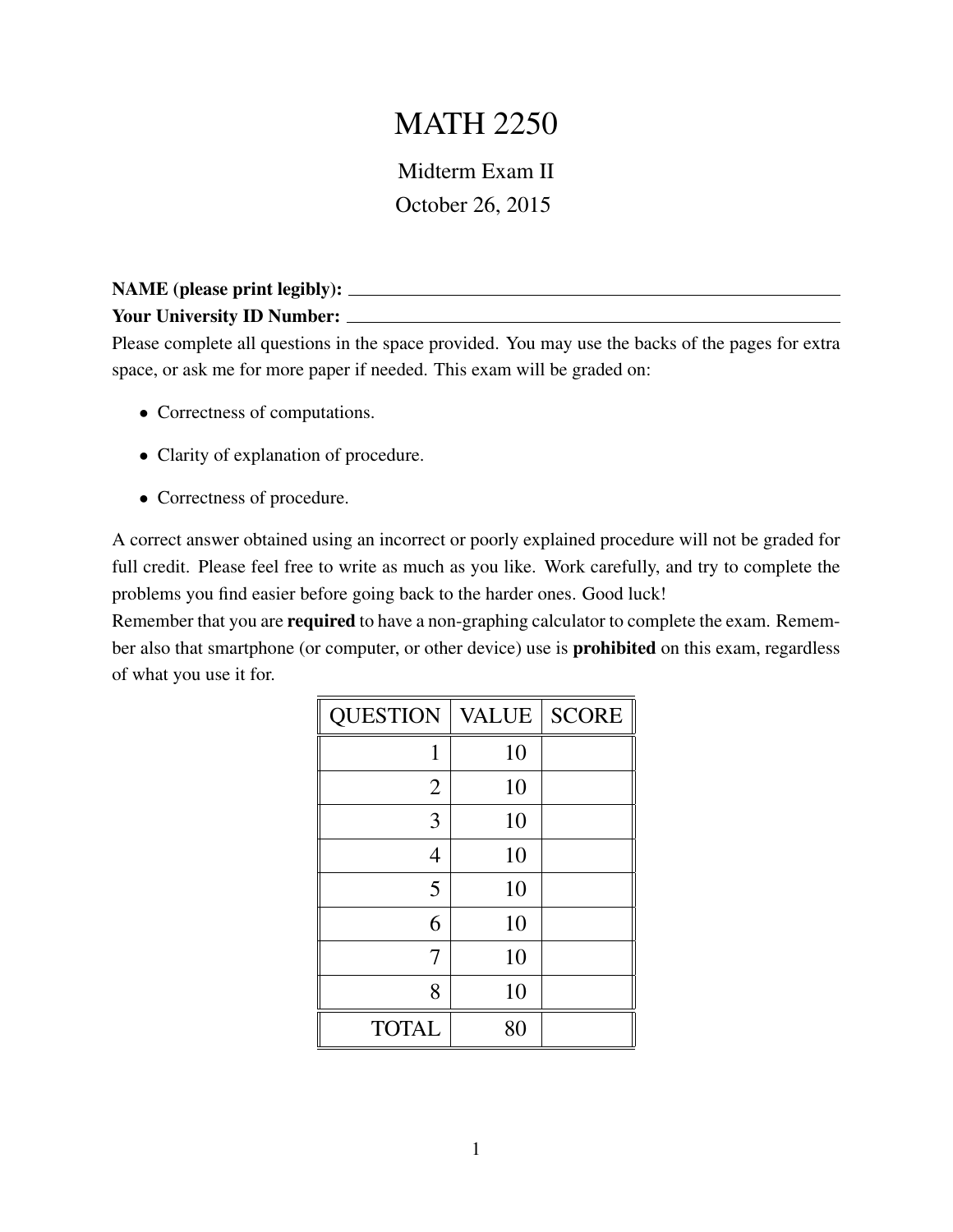# MATH 2250

Midterm Exam II

October 26, 2015

**NAME (please print legibly):** \_\_\_\_\_\_\_\_\_\_\_\_\_\_\_\_\_\_\_\_\_\_\_\_\_\_\_\_\_\_\_\_\_\_\_\_\_\_\_\_

**Your University ID Number:** \_\_\_\_\_\_\_\_\_\_\_\_\_\_\_\_\_\_\_\_\_\_\_\_\_\_\_\_\_\_\_\_\_\_\_\_\_\_\_\_

Please complete all questions in the space provided. You may use the backs of the pages for extra space, or ask me for more paper if needed. This exam will be graded on:

- Correctness of computations.
- Clarity of explanation of procedure.
- Correctness of procedure.

A correct answer obtained using an incorrect or poorly explained procedure will not be graded for full credit. Please feel free to write as much as you like. Work carefully, and try to complete the problems you find easier before going back to the harder ones. Good luck!

Remember that you are **required** to have a non-graphing calculator to complete the exam. Remember also that smartphone (or computer, or other device) use is **prohibited** on this exam, regardless of what you use it for.

| QUESTION | VALUE | SCORE |
|---|---|---|
| 1 | 10 | |
| 2 | 10 | |
| 3 | 10 | |
| 4 | 10 | |
| 5 | 10 | |
| 6 | 10 | |
| 7 | 10 | |
| 8 | 10 | |
| TOTAL | 80 | |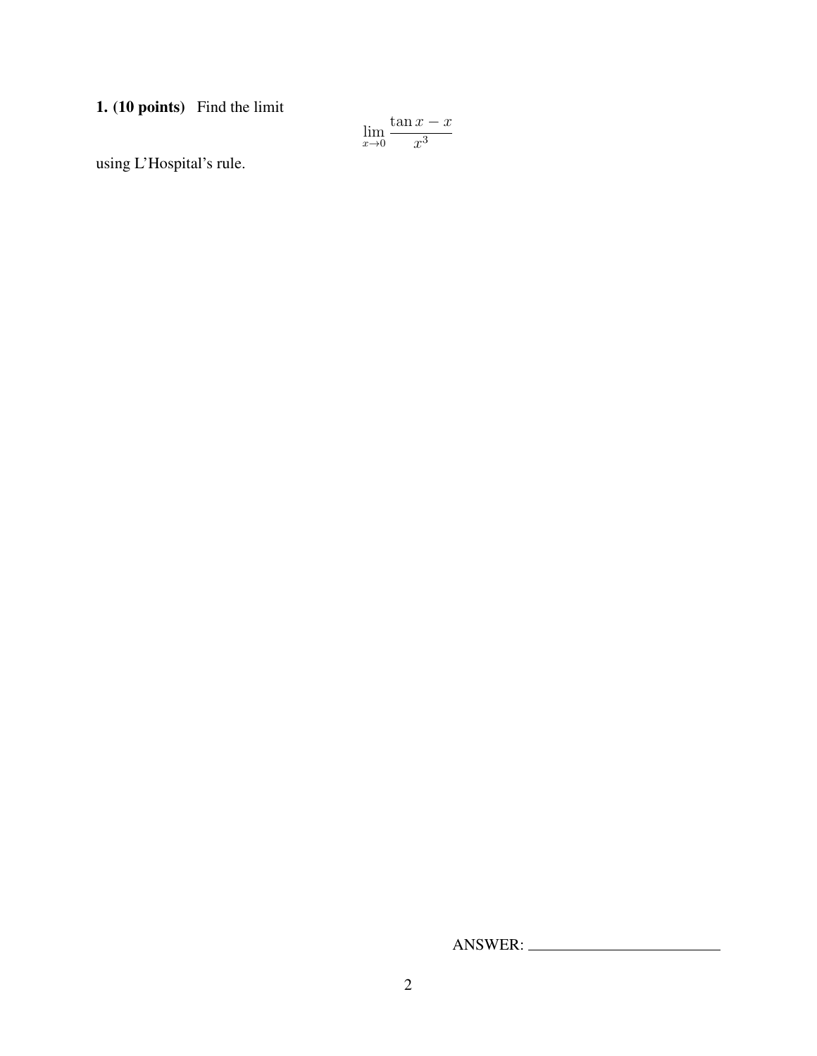**1. (10 points)** Find the limit

$$\lim_{x \to 0} \frac{\tan x - x}{x^3}$$

using L'Hospital's rule.

ANSWER: \_\_\_\_\_\_\_\_\_\_\_\_\_\_\_\_\_\_\_\_\_\_\_\_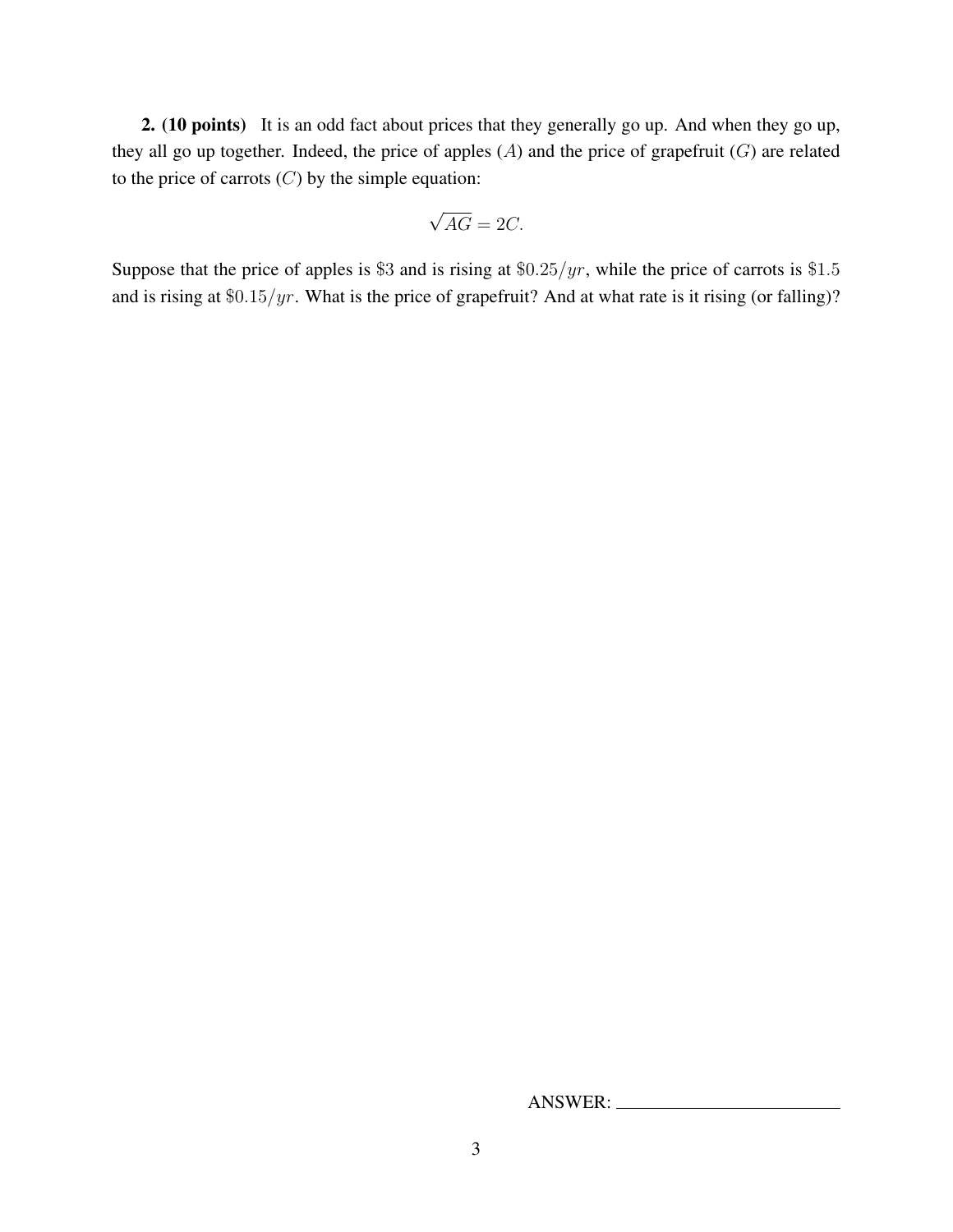**2. (10 points)** It is an odd fact about prices that they generally go up. And when they go up, they all go up together. Indeed, the price of apples ($A$) and the price of grapefruit ($G$) are related to the price of carrots ($C$) by the simple equation:

$$\sqrt{AG} = 2C.$$

Suppose that the price of apples is $\$3$ and is rising at $\$0.25/yr$, while the price of carrots is $\$1.5$ and is rising at $\$0.15/yr$. What is the price of grapefruit? And at what rate is it rising (or falling)?

ANSWER: ______________________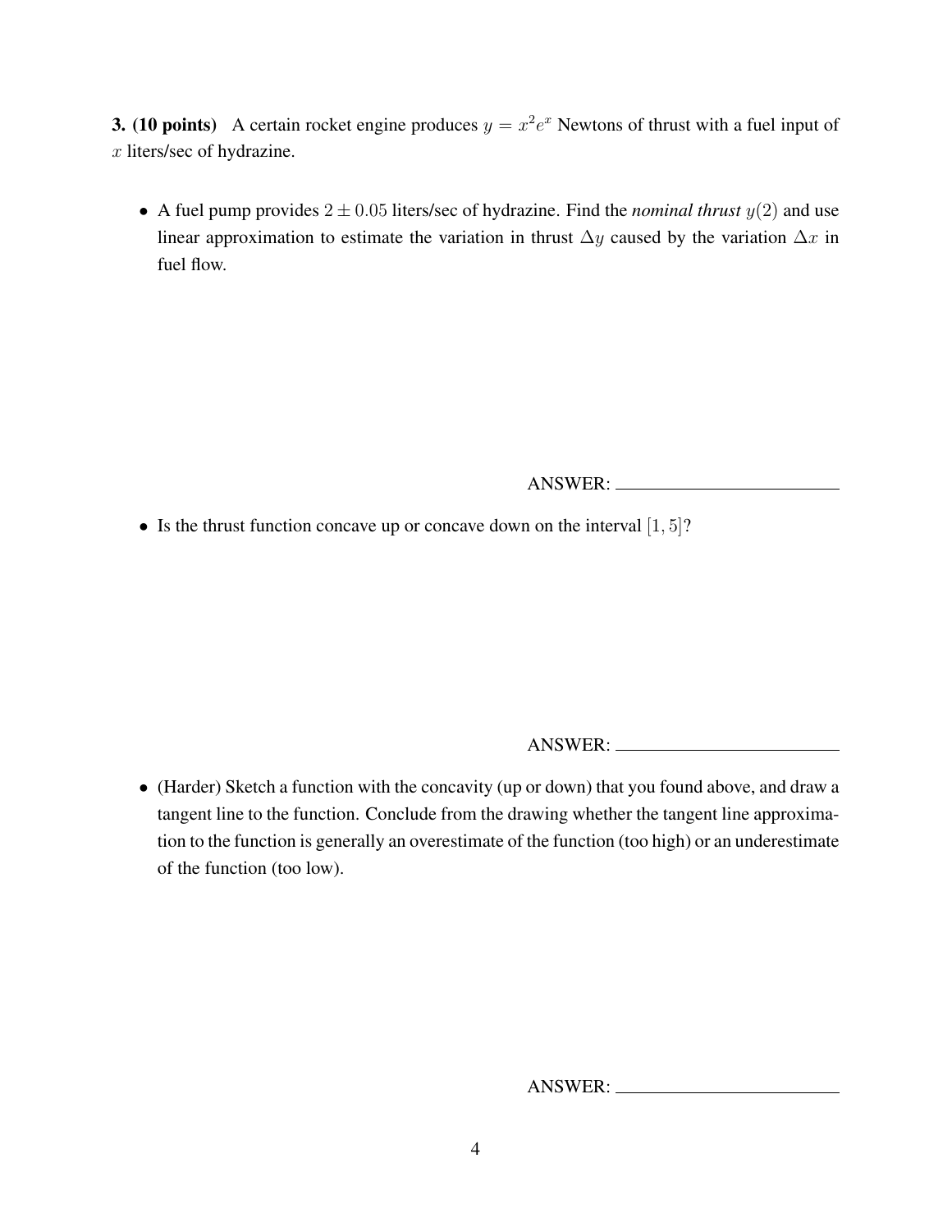**3. (10 points)** A certain rocket engine produces $y = x^2 e^x$ Newtons of thrust with a fuel input of $x$ liters/sec of hydrazine.

- A fuel pump provides $2 \pm 0.05$ liters/sec of hydrazine. Find the *nominal thrust* $y(2)$ and use linear approximation to estimate the variation in thrust $\Delta y$ caused by the variation $\Delta x$ in fuel flow.

ANSWER: ________________________

- Is the thrust function concave up or concave down on the interval $[1, 5]$?

ANSWER: ________________________

- (Harder) Sketch a function with the concavity (up or down) that you found above, and draw a tangent line to the function. Conclude from the drawing whether the tangent line approximation to the function is generally an overestimate of the function (too high) or an underestimate of the function (too low).

ANSWER: ________________________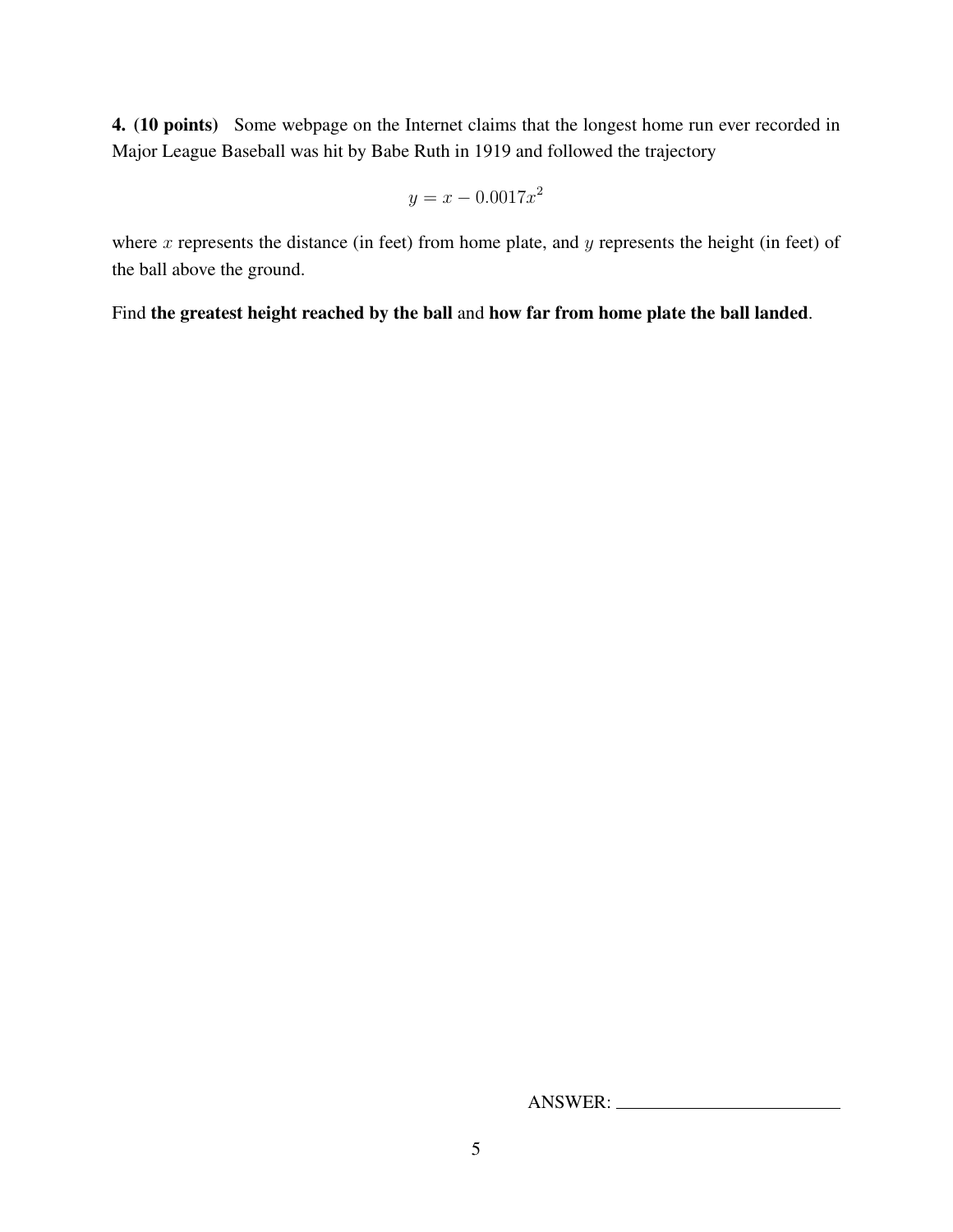**4. (10 points)** Some webpage on the Internet claims that the longest home run ever recorded in Major League Baseball was hit by Babe Ruth in 1919 and followed the trajectory

$$y = x - 0.0017x^2$$

where $x$ represents the distance (in feet) from home plate, and $y$ represents the height (in feet) of the ball above the ground.

Find **the greatest height reached by the ball** and **how far from home plate the ball landed**.

ANSWER: ________________________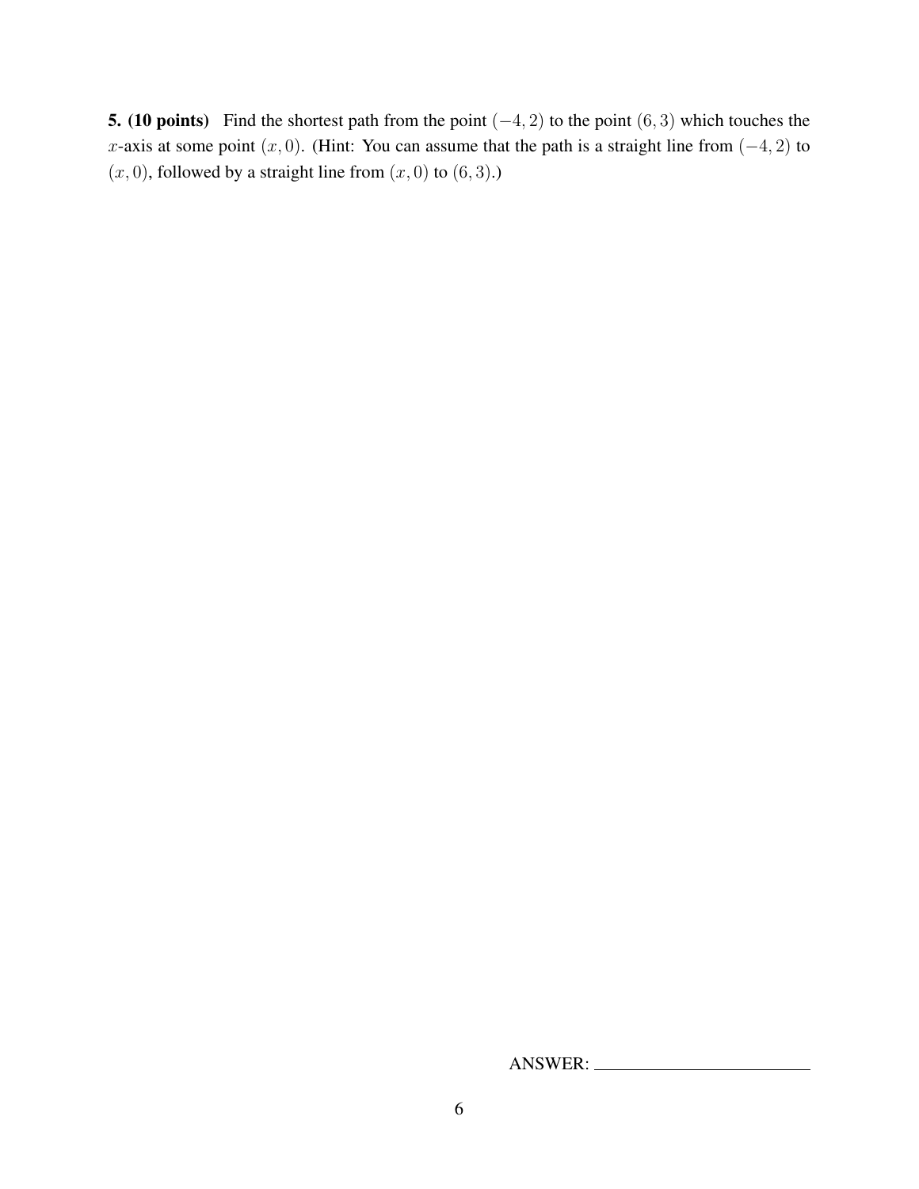**5. (10 points)** Find the shortest path from the point $(-4, 2)$ to the point $(6, 3)$ which touches the $x$-axis at some point $(x, 0)$. (Hint: You can assume that the path is a straight line from $(-4, 2)$ to $(x, 0)$, followed by a straight line from $(x, 0)$ to $(6, 3)$.)

ANSWER: ____________________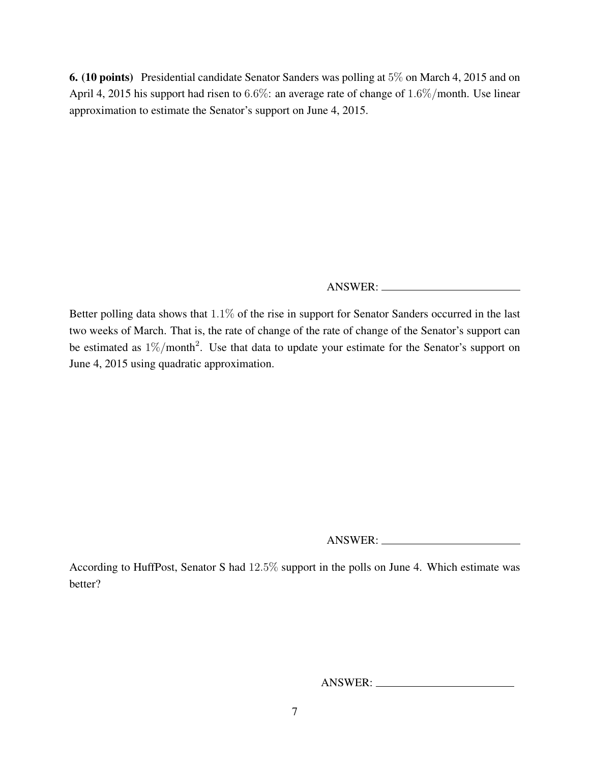**6. (10 points)** Presidential candidate Senator Sanders was polling at $5\%$ on March 4, 2015 and on April 4, 2015 his support had risen to $6.6\%$: an average rate of change of $1.6\%/\text{month}$. Use linear approximation to estimate the Senator's support on June 4, 2015.

ANSWER: ______________________

Better polling data shows that $1.1\%$ of the rise in support for Senator Sanders occurred in the last two weeks of March. That is, the rate of change of the rate of change of the Senator's support can be estimated as $1\%/\text{month}^2$. Use that data to update your estimate for the Senator's support on June 4, 2015 using quadratic approximation.

ANSWER: ______________________

According to HuffPost, Senator S had $12.5\%$ support in the polls on June 4. Which estimate was better?

ANSWER: ______________________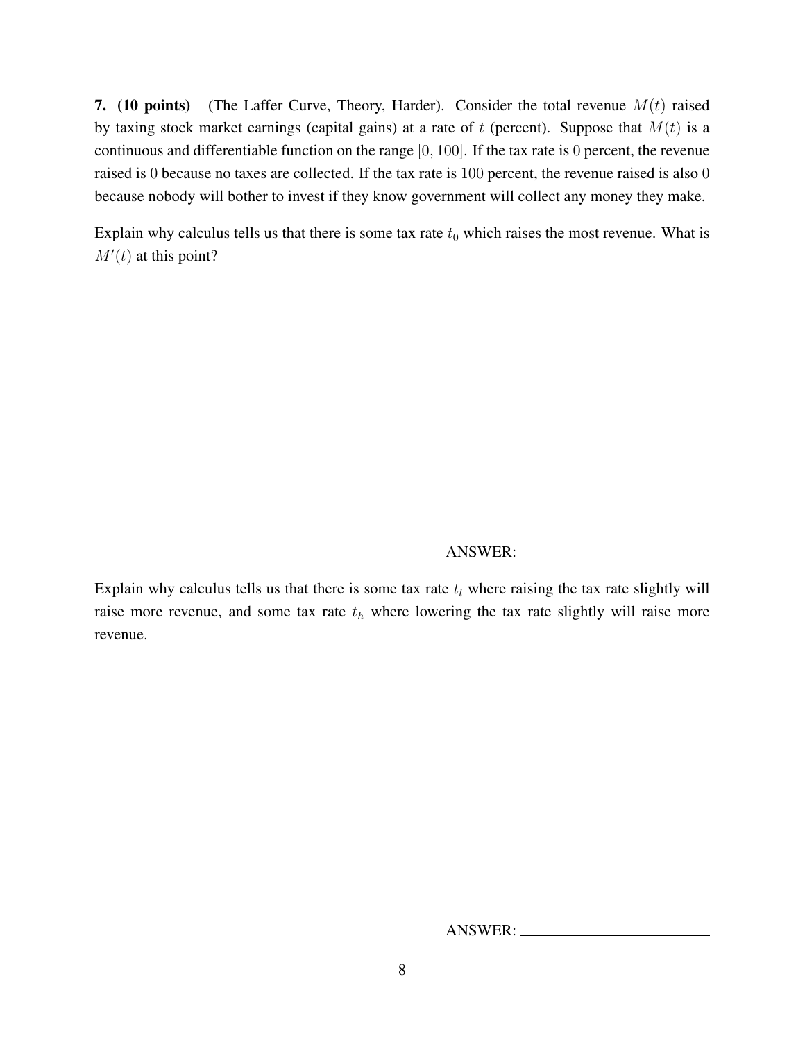**7. (10 points)** (The Laffer Curve, Theory, Harder). Consider the total revenue $M(t)$ raised by taxing stock market earnings (capital gains) at a rate of $t$ (percent). Suppose that $M(t)$ is a continuous and differentiable function on the range $[0, 100]$. If the tax rate is $0$ percent, the revenue raised is $0$ because no taxes are collected. If the tax rate is $100$ percent, the revenue raised is also $0$ because nobody will bother to invest if they know government will collect any money they make.

Explain why calculus tells us that there is some tax rate $t_0$ which raises the most revenue. What is $M'(t)$ at this point?

ANSWER: ________________________

Explain why calculus tells us that there is some tax rate $t_l$ where raising the tax rate slightly will raise more revenue, and some tax rate $t_h$ where lowering the tax rate slightly will raise more revenue.

ANSWER: ________________________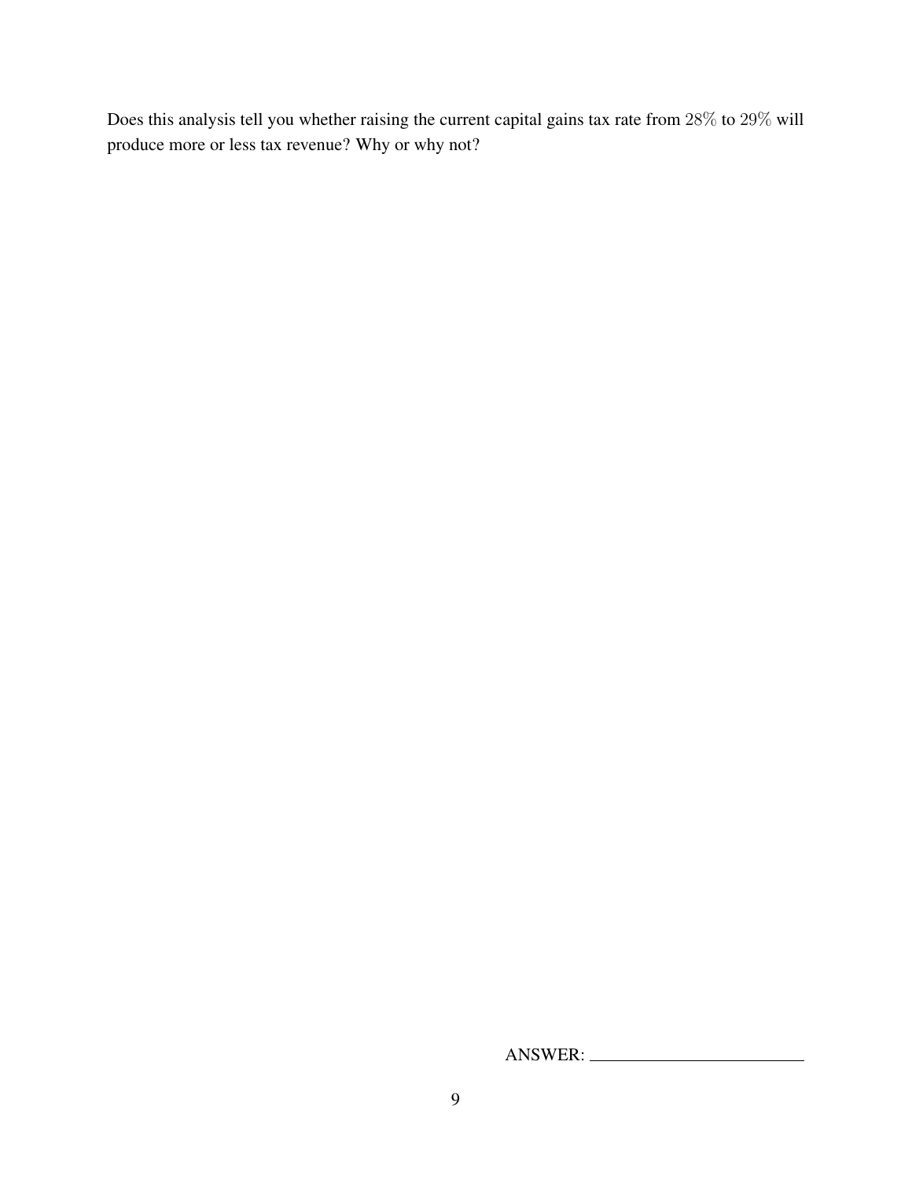Does this analysis tell you whether raising the current capital gains tax rate from $28\%$ to $29\%$ will produce more or less tax revenue? Why or why not?

ANSWER: ________________________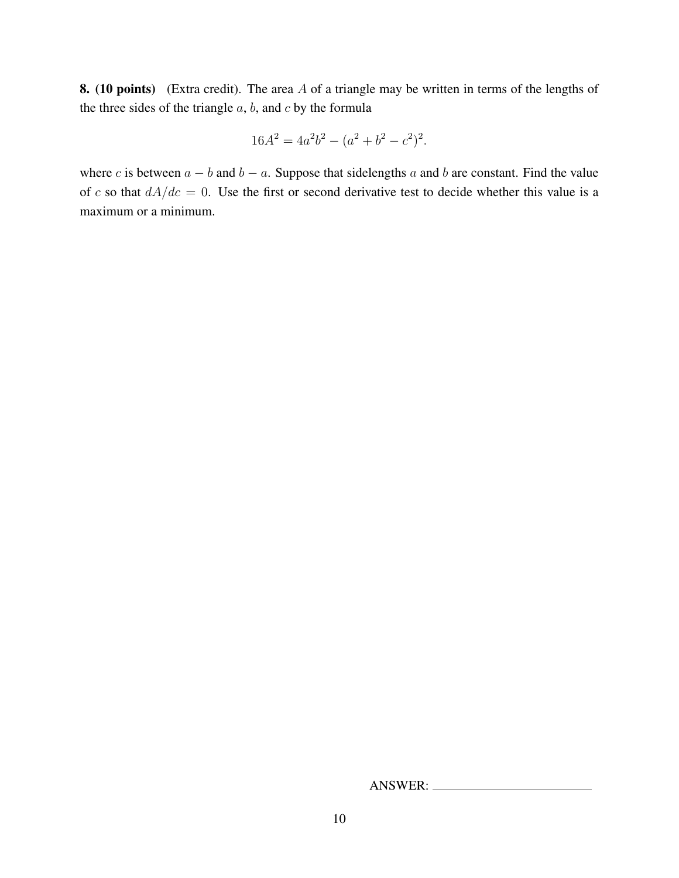**8. (10 points)** (Extra credit). The area $A$ of a triangle may be written in terms of the lengths of the three sides of the triangle $a$, $b$, and $c$ by the formula

$$16A^2 = 4a^2b^2 - (a^2 + b^2 - c^2)^2.$$

where $c$ is between $a - b$ and $b - a$. Suppose that sidelengths $a$ and $b$ are constant. Find the value of $c$ so that $dA/dc = 0$. Use the first or second derivative test to decide whether this value is a maximum or a minimum.

ANSWER: ______________________